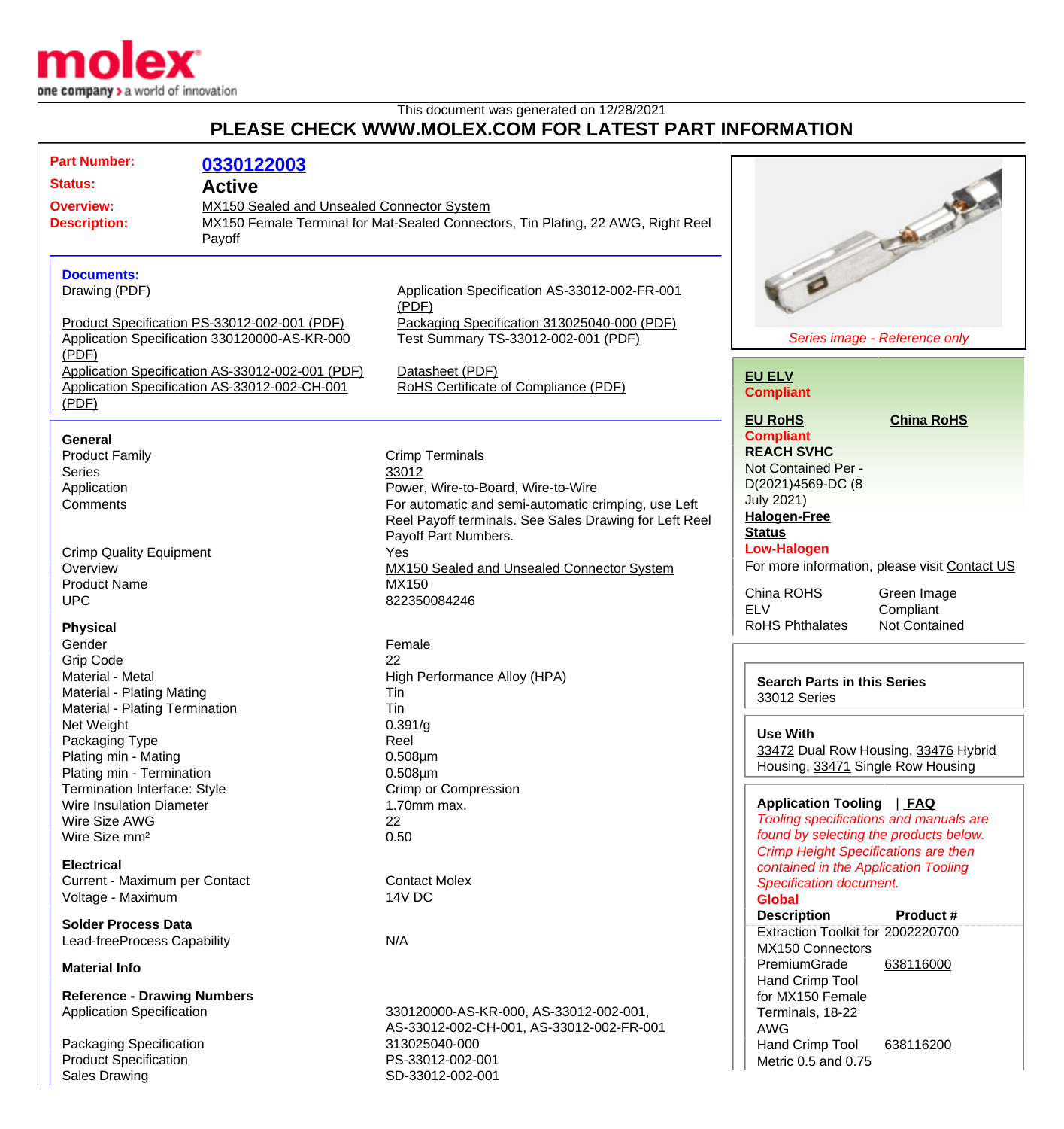This document was generated on 12/28/2021

## PLEASE CHECK WWW.MOLEX.COM FOR LATEST PART INFORMATION

**Part Number:** 0330122003

**Status:** Active

**Overview:** MX150 Sealed and Unsealed Connector System

**Description:** MX150 Female Terminal for Mat-Sealed Connectors, Tin Plating, 22 AWG, Right Reel Payoff

### Documents:

- Drawing (PDF)
- Product Specification PS-33012-002-001 (PDF)
- Application Specification 330120000-AS-KR-000 (PDF)
- Application Specification AS-33012-002-001 (PDF)
- Application Specification AS-33012-002-CH-001 (PDF)
- Application Specification AS-33012-002-FR-001 (PDF)
- Packaging Specification 313025040-000 (PDF)
- Test Summary TS-33012-002-001 (PDF)
- Datasheet (PDF)
- RoHS Certificate of Compliance (PDF)

### General

| | |
|---|---|
| Product Family | Crimp Terminals |
| Series | 33012 |
| Application | Power, Wire-to-Board, Wire-to-Wire |
| Comments | For automatic and semi-automatic crimping, use Left Reel Payoff terminals. See Sales Drawing for Left Reel Payoff Part Numbers. |
| Crimp Quality Equipment | Yes |
| Overview | MX150 Sealed and Unsealed Connector System |
| Product Name | MX150 |
| UPC | 822350084246 |

### Physical

| | |
|---|---|
| Gender | Female |
| Grip Code | 22 |
| Material - Metal | High Performance Alloy (HPA) |
| Material - Plating Mating | Tin |
| Material - Plating Termination | Tin |
| Net Weight | 0.391/g |
| Packaging Type | Reel |
| Plating min - Mating | 0.508µm |
| Plating min - Termination | 0.508µm |
| Termination Interface: Style | Crimp or Compression |
| Wire Insulation Diameter | 1.70mm max. |
| Wire Size AWG | 22 |
| Wire Size mm² | 0.50 |

### Electrical

| | |
|---|---|
| Current - Maximum per Contact | Contact Molex |
| Voltage - Maximum | 14V DC |

### Solder Process Data

| | |
|---|---|
| Lead-freeProcess Capability | N/A |

### Material Info

### Reference - Drawing Numbers

| | |
|---|---|
| Application Specification | 330120000-AS-KR-000, AS-33012-002-001, AS-33012-002-CH-001, AS-33012-002-FR-001 |
| Packaging Specification | 313025040-000 |
| Product Specification | PS-33012-002-001 |
| Sales Drawing | SD-33012-002-001 |

*Series image - Reference only*

**EU ELV**
**Compliant**

**EU RoHS**
**Compliant**

**China RoHS**

**REACH SVHC**
Not Contained Per - D(2021)4569-DC (8 July 2021)

**Halogen-Free Status**
**Low-Halogen**

For more information, please visit Contact US

| | |
|---|---|
| China ROHS | Green Image |
| ELV | Compliant |
| RoHS Phthalates | Not Contained |

**Search Parts in this Series**
33012 Series

**Use With**
33472 Dual Row Housing, 33476 Hybrid Housing, 33471 Single Row Housing

**Application Tooling** | **FAQ**

*Tooling specifications and manuals are found by selecting the products below. Crimp Height Specifications are then contained in the Application Tooling Specification document.*

**Global**

| Description | Product # |
|---|---|
| Extraction Toolkit for MX150 Connectors | 2002220700 |
| PremiumGrade Hand Crimp Tool for MX150 Female Terminals, 18-22 AWG | 638116000 |
| Hand Crimp Tool Metric 0.5 and 0.75 | 638116200 |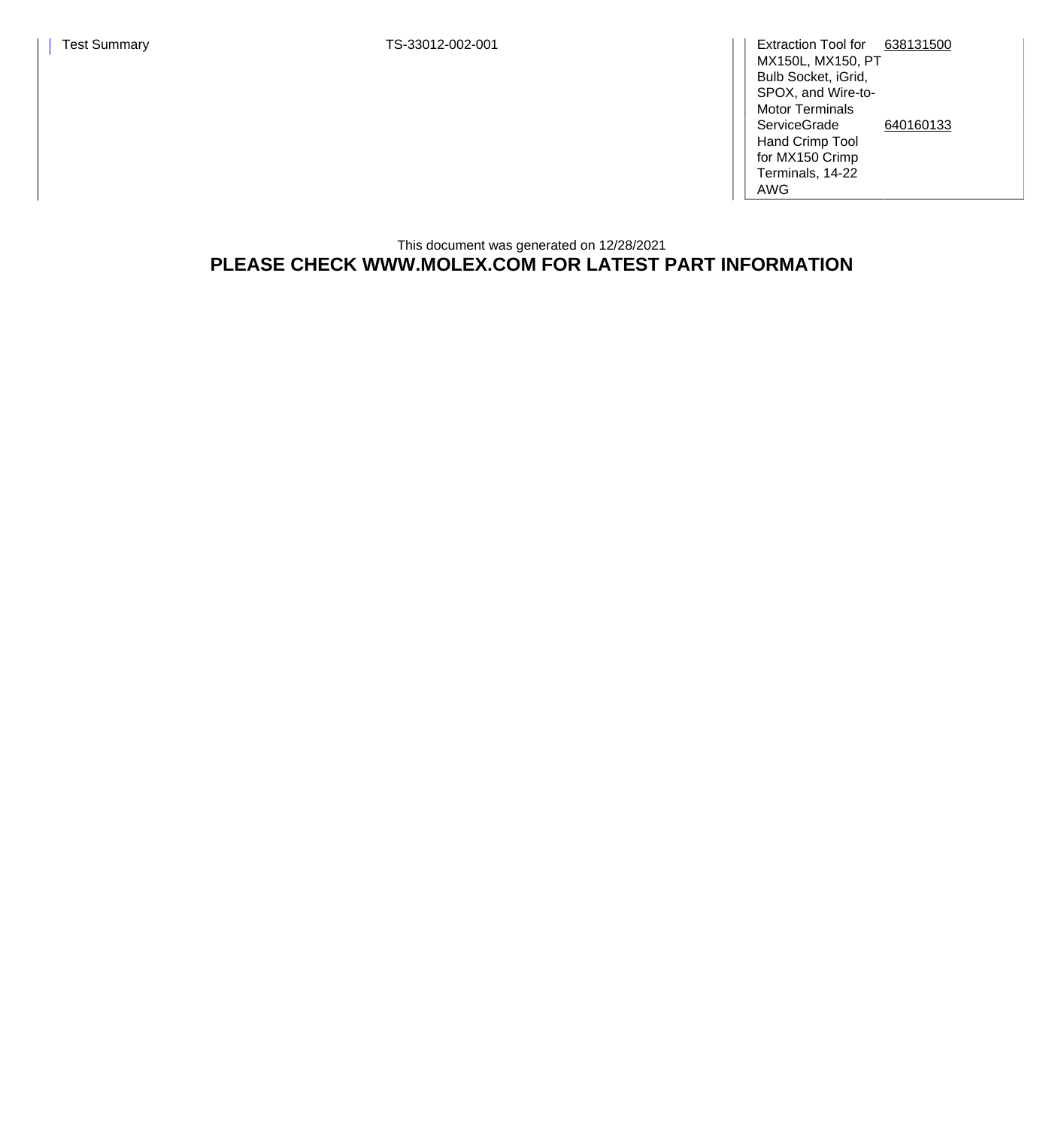| | | | |
|---|---|---|---|
| Test Summary | TS-33012-002-001 | Extraction Tool for MX150L, MX150, PT Bulb Socket, iGrid, SPOX, and Wire-to-Motor Terminals | 638131500 |
| | | ServiceGrade Hand Crimp Tool for MX150 Crimp Terminals, 14-22 AWG | 640160133 |

This document was generated on 12/28/2021

**PLEASE CHECK WWW.MOLEX.COM FOR LATEST PART INFORMATION**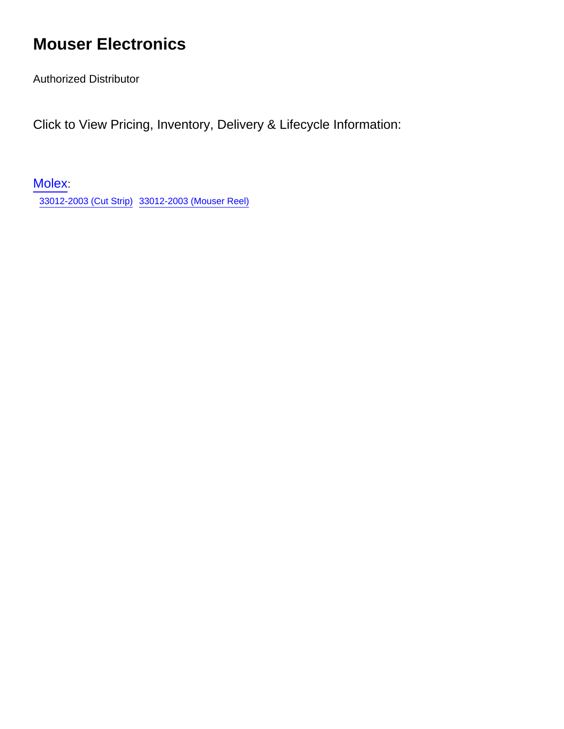# Mouser Electronics

Authorized Distributor

Click to View Pricing, Inventory, Delivery & Lifecycle Information:

Molex:

33012-2003 (Cut Strip)  33012-2003 (Mouser Reel)